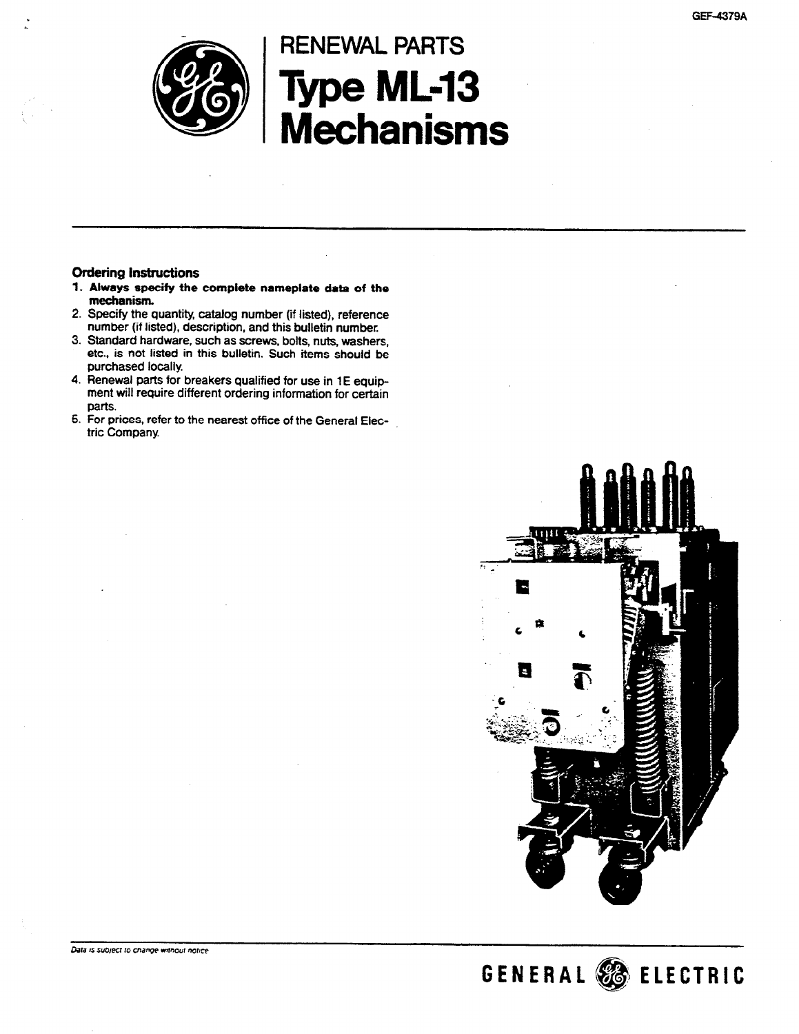GEF-4379A

# RENEWAL PARTS

# Type ML-13 Mechanisms

### Ordering Instructions

1. **Always specify the complete nameplate data of the mechanism.**
2. Specify the quantity, catalog number (if listed), reference number (if listed), description, and this bulletin number.
3. Standard hardware, such as screws, bolts, nuts, washers, etc., is not listed in this bulletin. Such items should be purchased locally.
4. Renewal parts for breakers qualified for use in 1E equipment will require different ordering information for certain parts.
5. For prices, refer to the nearest office of the General Electric Company.

*Data is subject to change without notice*

GENERAL ELECTRIC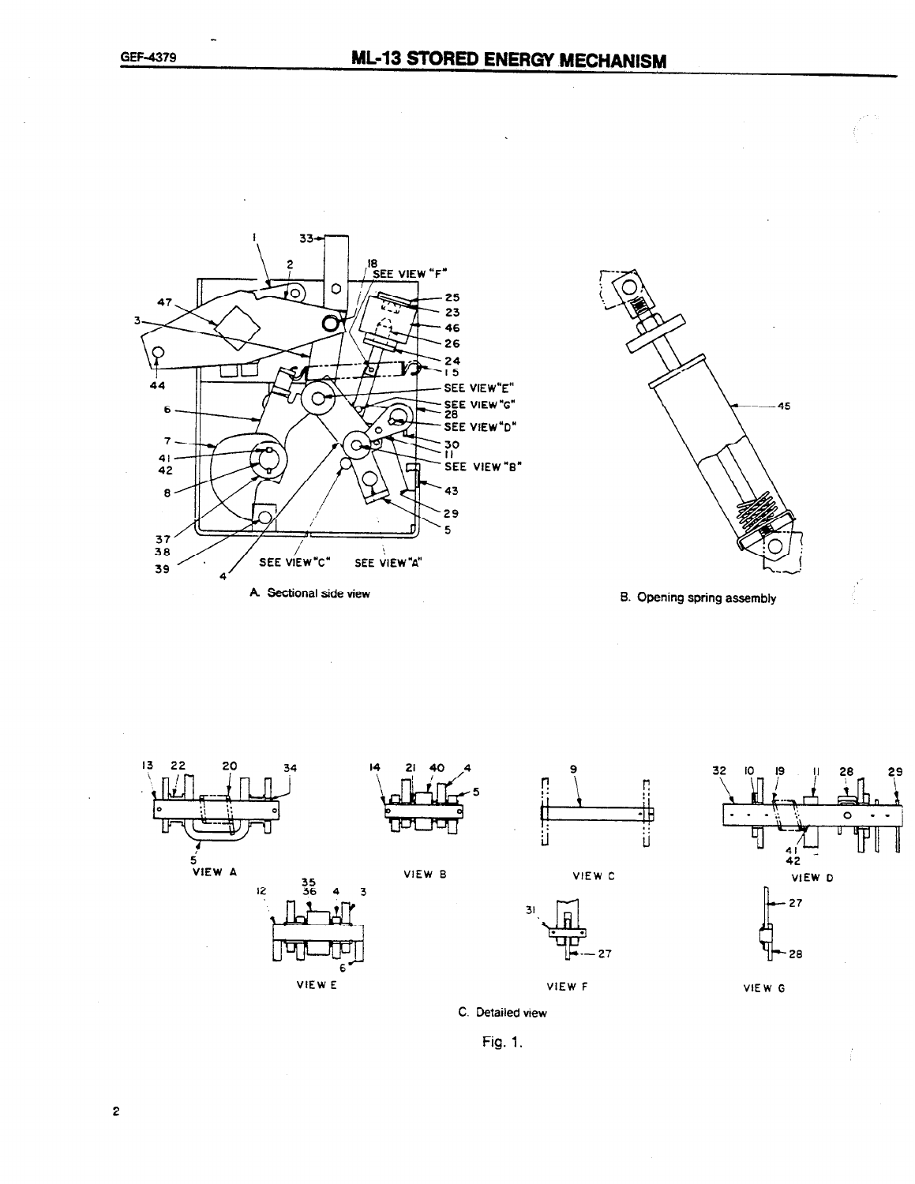A. Sectional side view

B. Opening spring assembly

C. Detailed view

Fig. 1.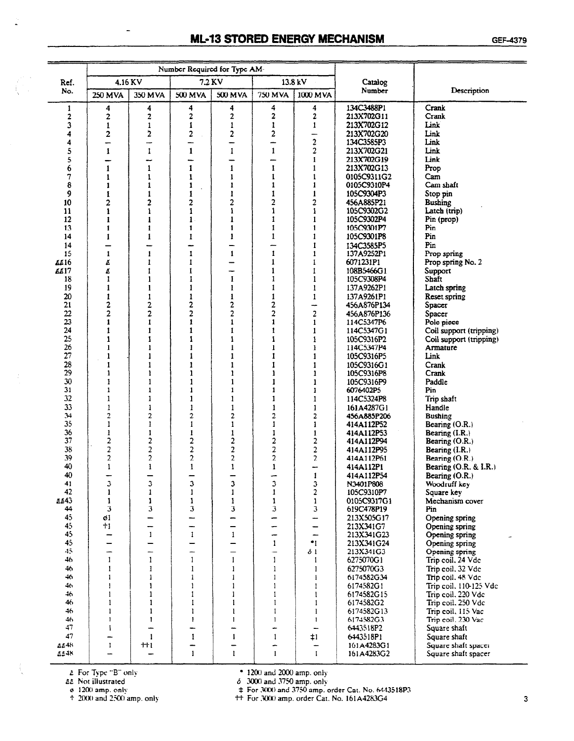## ML-13 STORED ENERGY MECHANISM

| Ref. No. | Number Required for Type AM- | | | | | | Catalog Number | Description |
|---|---|---|---|---|---|---|---|---|
| | 4.16 KV | | 7.2 KV | 13.8 kV | | | | |
| | 250 MVA | 350 MVA | 500 MVA | 500 MVA | 750 MVA | 1000 MVA | | |
| 1 | 4 | 4 | 4 | 4 | 4 | 4 | 134C3488P1 | Crank |
| 2 | 2 | 2 | 2 | 2 | 2 | 2 | 213X702G11 | Crank |
| 3 | 1 | 1 | 1 | 1 | 1 | 1 | 213X702G12 | Link |
| 4 | 2 | 2 | 2 | 2 | 2 | — | 213X702G20 | Link |
| 4 | — | — | — | — | — | 2 | 134C3585P3 | Link |
| 5 | 1 | 1 | 1 | 1 | 1 | 2 | 213X702G21 | Link |
| 5 | — | — | — | — | — | 1 | 213X702G19 | Link |
| 6 | 1 | 1 | 1 | 1 | 1 | 1 | 213X702G13 | Prop |
| 7 | 1 | 1 | 1 | 1 | 1 | 1 | 0105C9311G2 | Cam |
| 8 | 1 | 1 | 1 | 1 | 1 | 1 | 0105C9310P4 | Cam shaft |
| 9 | 1 | 1 | 1 | 1 | 1 | 1 | 105C9304P3 | Stop pin |
| 10 | 2 | 2 | 2 | 2 | 2 | 2 | 456A885P21 | Bushing |
| 11 | 1 | 1 | 1 | 1 | 1 | 1 | 105C9302G2 | Latch (trip) |
| 12 | 1 | 1 | 1 | 1 | 1 | 1 | 105C9302P4 | Pin (prop) |
| 13 | 1 | 1 | 1 | 1 | 1 | 1 | 105C9301P7 | Pin |
| 14 | 1 | 1 | 1 | 1 | 1 | 1 | 105C9301P8 | Pin |
| 14 | — | — | — | — | — | 1 | 134C3585P5 | Pin |
| 15 | 1 | 1 | 1 | 1 | 1 | 1 | 137A9252P1 | Prop spring |
| ££16 | £ | 1 | 1 | — | 1 | 1 | 6071231P1 | Prop spring No. 2 |
| ££17 | £ | 1 | 1 | — | 1 | 1 | 108B5466G1 | Support |
| 18 | 1 | 1 | 1 | 1 | 1 | 1 | 105C9308P4 | Shaft |
| 19 | 1 | 1 | 1 | 1 | 1 | 1 | 137A9262P1 | Latch spring |
| 20 | 1 | 1 | 1 | 1 | 1 | 1 | 137A9261P1 | Reset spring |
| 21 | 2 | 2 | 2 | 2 | 2 | — | 456A876P134 | Spacer |
| 22 | 2 | 2 | 2 | 2 | 2 | 2 | 456A876P136 | Spacer |
| 23 | 1 | 1 | 1 | 1 | 1 | 1 | 114C5347P6 | Pole piece |
| 24 | 1 | 1 | 1 | 1 | 1 | 1 | 114C5347G1 | Coil support (tripping) |
| 25 | 1 | 1 | 1 | 1 | 1 | 1 | 105C9316P2 | Coil support (tripping) |
| 26 | 1 | 1 | 1 | 1 | 1 | 1 | 114C5347P4 | Armature |
| 27 | 1 | 1 | 1 | 1 | 1 | 1 | 105C9316P5 | Link |
| 28 | 1 | 1 | 1 | 1 | 1 | 1 | 105C9316G1 | Crank |
| 29 | 1 | 1 | 1 | 1 | 1 | 1 | 105C9316P8 | Crank |
| 30 | 1 | 1 | 1 | 1 | 1 | 1 | 105C9316P9 | Paddle |
| 31 | 1 | 1 | 1 | 1 | 1 | 1 | 6076402P5 | Pin |
| 32 | 1 | 1 | 1 | 1 | 1 | 1 | 114C5324P8 | Trip shaft |
| 33 | 1 | 1 | 1 | 1 | 1 | 1 | 161A4287G1 | Handle |
| 34 | 2 | 2 | 2 | 2 | 2 | 2 | 456A885P206 | Bushing |
| 35 | 1 | 1 | 1 | 1 | 1 | 1 | 414A112P52 | Bearing (O.R.) |
| 36 | 1 | 1 | 1 | 1 | 1 | 1 | 414A112P53 | Bearing (I.R.) |
| 37 | 2 | 2 | 2 | 2 | 2 | 2 | 414A112P94 | Bearing (O.R.) |
| 38 | 2 | 2 | 2 | 2 | 2 | 2 | 414A112P95 | Bearing (I.R.) |
| 39 | 2 | 2 | 2 | 2 | 2 | 2 | 414A112P61 | Bearing (O.R.) |
| 40 | 1 | 1 | 1 | 1 | 1 | — | 414A112P1 | Bearing (O.R. & I.R.) |
| 40 | — | — | — | — | — | 1 | 414A112P54 | Bearing (O.R.) |
| 41 | 3 | 3 | 3 | 3 | 3 | 3 | N3401P808 | Woodruff key |
| 42 | 1 | 1 | 1 | 1 | 1 | 2 | 105C9310P7 | Square key |
| ££43 | 1 | 1 | 1 | 1 | 1 | 1 | 0105C9317G1 | Mechanism cover |
| 44 | 3 | 3 | 3 | 3 | 3 | 3 | 619C478P19 | Pin |
| 45 | ø1 | — | — | — | — | — | 213X505G17 | Opening spring |
| 45 | †1 | — | — | — | — | — | 213X341G7 | Opening spring |
| 45 | — | 1 | 1 | 1 | — | — | 213X341G23 | Opening spring |
| 45 | — | — | — | — | 1 | •1 | 213X341G24 | Opening spring |
| 45 | — | — | — | — | — | δ1 | 213X341G3 | Opening spring |
| 46 | 1 | 1 | 1 | 1 | 1 | 1 | 6275070G1 | Trip coil, 24 Vdc |
| 46 | 1 | 1 | 1 | 1 | 1 | 1 | 6275070G3 | Trip coil, 32 Vdc |
| 46 | 1 | 1 | 1 | 1 | 1 | 1 | 6174582G34 | Trip coil, 48 Vdc |
| 46 | 1 | 1 | 1 | 1 | 1 | 1 | 6174582G1 | Trip coil, 110-125 Vdc |
| 46 | 1 | 1 | 1 | 1 | 1 | 1 | 6174582G15 | Trip coil, 220 Vdc |
| 46 | 1 | 1 | 1 | 1 | 1 | 1 | 6174582G2 | Trip coil, 250 Vdc |
| 46 | 1 | 1 | 1 | 1 | 1 | 1 | 6174582G13 | Trip coil, 115 Vac |
| 46 | 1 | 1 | 1 | 1 | 1 | 1 | 6174582G3 | Trip coil, 230 Vac |
| 47 | 1 | — | — | — | — | — | 6443518P2 | Square shaft |
| 47 | — | 1 | 1 | 1 | 1 | ‡1 | 6443518P1 | Square shaft |
| ££48 | 1 | ††1 | — | — | — | — | 161A4283G1 | Square shaft spacer |
| ££48 | — | — | 1 | 1 | 1 | 1 | 161A4283G2 | Square shaft spacer |

£ For Type "B" only
££ Not illustrated
ø 1200 amp. only
† 2000 and 2500 amp. only
• 1200 and 2000 amp. only
δ 3000 and 3750 amp. only
‡ For 3000 and 3750 amp. order Cat. No. 6443518P3
†† For 3000 amp. order Cat. No. 161A4283G4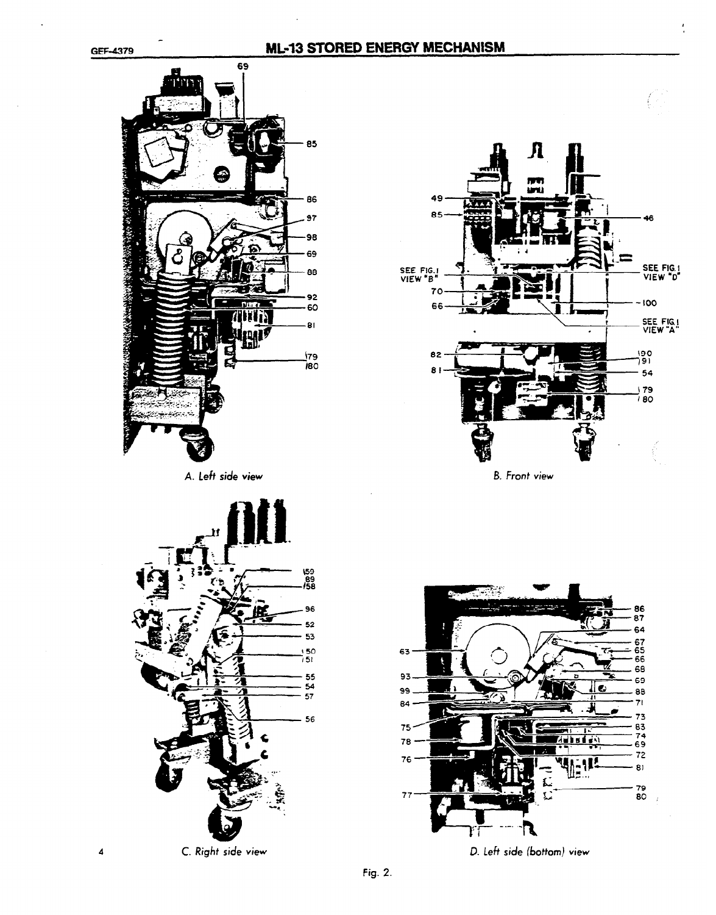A. Left side view

B. Front view

C. Right side view

D. Left side (bottom) view

Fig. 2.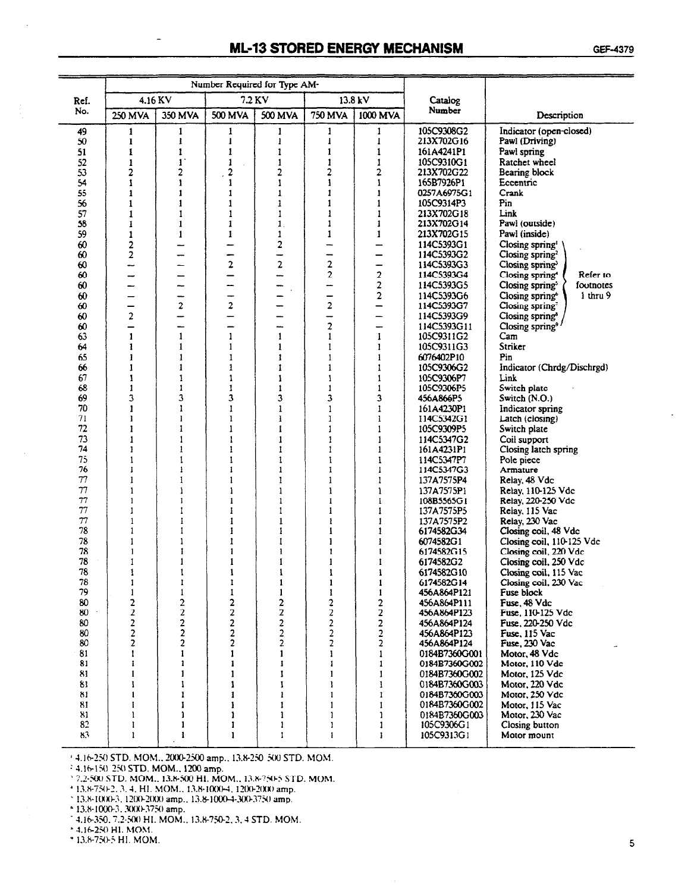| Ref. No. | Number Required for Type AM- | | | | | | Catalog Number | Description |
|---|---|---|---|---|---|---|---|---|
| | 4.16 KV | | 7.2 KV | | 13.8 kV | | | |
| | 250 MVA | 350 MVA | 500 MVA | 500 MVA | 750 MVA | 1000 MVA | | |
| 49 | 1 | 1 | 1 | 1 | 1 | 1 | 105C9308G2 | Indicator (open-closed) |
| 50 | 1 | 1 | 1 | 1 | 1 | 1 | 213X702G16 | Pawl (Driving) |
| 51 | 1 | 1 | 1 | 1 | 1 | 1 | 161A4241P1 | Pawl spring |
| 52 | 1 | 1 | 1 | 1 | 1 | 1 | 105C9310G1 | Ratchet wheel |
| 53 | 2 | 2 | 2 | 2 | 2 | 2 | 213X702G22 | Bearing block |
| 54 | 1 | 1 | 1 | 1 | 1 | 1 | 165B7926P1 | Eccentric |
| 55 | 1 | 1 | 1 | 1 | 1 | 1 | 0257A6975G1 | Crank |
| 56 | 1 | 1 | 1 | 1 | 1 | 1 | 105C9314P3 | Pin |
| 57 | 1 | 1 | 1 | 1 | 1 | 1 | 213X702G18 | Link |
| 58 | 1 | 1 | 1 | 1 | 1 | 1 | 213X702G14 | Pawl (outside) |
| 59 | 1 | 1 | 1 | 1 | 1 | 1 | 213X702G15 | Pawl (inside) |
| 60 | 2 | — | — | 2 | — | — | 114C5393G1 | Closing spring[1] |
| 60 | 2 | — | — | — | — | — | 114C5393G2 | Closing spring[2] |
| 60 | — | — | 2 | 2 | 2 | — | 114C5393G3 | Closing spring[3] |
| 60 | — | — | — | — | 2 | 2 | 114C5393G4 | Closing spring[4] Refer to footnotes 1 thru 9 |
| 60 | — | — | — | — | — | 2 | 114C5393G5 | Closing spring[5] |
| 60 | — | — | — | — | — | 2 | 114C5393G6 | Closing spring[6] |
| 60 | — | 2 | 2 | — | 2 | — | 114C5393G7 | Closing spring[7] |
| 60 | 2 | — | — | — | — | — | 114C5393G9 | Closing spring[8] |
| 60 | — | — | — | — | 2 | — | 114C5393G11 | Closing spring[9] |
| 63 | 1 | 1 | 1 | 1 | 1 | 1 | 105C9311G2 | Cam |
| 64 | 1 | 1 | 1 | 1 | 1 | 1 | 105C9311G3 | Striker |
| 65 | 1 | 1 | 1 | 1 | 1 | 1 | 6076402P10 | Pin |
| 66 | 1 | 1 | 1 | 1 | 1 | 1 | 105C9306G2 | Indicator (Chrdg/Dischrgd) |
| 67 | 1 | 1 | 1 | 1 | 1 | 1 | 105C9306P7 | Link |
| 68 | 1 | 1 | 1 | 1 | 1 | 1 | 105C9306P5 | Switch plate |
| 69 | 3 | 3 | 3 | 3 | 3 | 3 | 456A866P5 | Switch (N.O.) |
| 70 | 1 | 1 | 1 | 1 | 1 | 1 | 161A4230P1 | Indicator spring |
| 71 | 1 | 1 | 1 | 1 | 1 | 1 | 114C5342G1 | Latch (closing) |
| 72 | 1 | 1 | 1 | 1 | 1 | 1 | 105C9309P5 | Switch plate |
| 73 | 1 | 1 | 1 | 1 | 1 | 1 | 114C5347G2 | Coil support |
| 74 | 1 | 1 | 1 | 1 | 1 | 1 | 161A4231P1 | Closing latch spring |
| 75 | 1 | 1 | 1 | 1 | 1 | 1 | 114C5347P7 | Pole piece |
| 76 | 1 | 1 | 1 | 1 | 1 | 1 | 114C5347G3 | Armature |
| 77 | 1 | 1 | 1 | 1 | 1 | 1 | 137A7575P4 | Relay, 48 Vdc |
| 77 | 1 | 1 | 1 | 1 | 1 | 1 | 137A7575P1 | Relay, 110-125 Vdc |
| 77 | 1 | 1 | 1 | 1 | 1 | 1 | 108B5565G1 | Relay, 220-250 Vdc |
| 77 | 1 | 1 | 1 | 1 | 1 | 1 | 137A7575P5 | Relay, 115 Vac |
| 77 | 1 | 1 | 1 | 1 | 1 | 1 | 137A7575P2 | Relay, 230 Vac |
| 78 | 1 | 1 | 1 | 1 | 1 | 1 | 6174582G34 | Closing coil, 48 Vdc |
| 78 | 1 | 1 | 1 | 1 | 1 | 1 | 6074582G1 | Closing coil, 110-125 Vdc |
| 78 | 1 | 1 | 1 | 1 | 1 | 1 | 6174582G15 | Closing coil, 220 Vdc |
| 78 | 1 | 1 | 1 | 1 | 1 | 1 | 6174582G2 | Closing coil, 250 Vdc |
| 78 | 1 | 1 | 1 | 1 | 1 | 1 | 6174582G10 | Closing coil, 115 Vac |
| 78 | 1 | 1 | 1 | 1 | 1 | 1 | 6174582G14 | Closing coil, 230 Vac |
| 79 | 1 | 1 | 1 | 1 | 1 | 1 | 456A864P121 | Fuse block |
| 80 | 2 | 2 | 2 | 2 | 2 | 2 | 456A864P111 | Fuse, 48 Vdc |
| 80 | 2 | 2 | 2 | 2 | 2 | 2 | 456A864P123 | Fuse, 110-125 Vdc |
| 80 | 2 | 2 | 2 | 2 | 2 | 2 | 456A864P124 | Fuse, 220-250 Vdc |
| 80 | 2 | 2 | 2 | 2 | 2 | 2 | 456A864P123 | Fuse, 115 Vac |
| 80 | 2 | 2 | 2 | 2 | 2 | 2 | 456A864P124 | Fuse, 230 Vac |
| 81 | 1 | 1 | 1 | 1 | 1 | 1 | 0184B7360G001 | Motor, 48 Vdc |
| 81 | 1 | 1 | 1 | 1 | 1 | 1 | 0184B7360G002 | Motor, 110 Vdc |
| 81 | 1 | 1 | 1 | 1 | 1 | 1 | 0184B7360G002 | Motor, 125 Vdc |
| 81 | 1 | 1 | 1 | 1 | 1 | 1 | 0184B7360G003 | Motor, 220 Vdc |
| 81 | 1 | 1 | 1 | 1 | 1 | 1 | 0184B7360G003 | Motor, 250 Vdc |
| 81 | 1 | 1 | 1 | 1 | 1 | 1 | 0184B7360G002 | Motor, 115 Vac |
| 81 | 1 | 1 | 1 | 1 | 1 | 1 | 0184B7360G003 | Motor, 230 Vac |
| 82 | 1 | 1 | 1 | 1 | 1 | 1 | 105C9306G1 | Closing button |
| 83 | 1 | 1 | 1 | 1 | 1 | 1 | 105C9313G1 | Motor mount |

[1] 4.16-250 STD. MOM., 2000-2500 amp., 13.8-250 500 STD. MOM.
[2] 4.16-150 250 STD. MOM., 1200 amp.
[3] 7.2-500 STD. MOM., 13.8-500 HI. MOM., 13.8-750-5 STD. MOM.
[4] 13.8-750-2, 3, 4, HI. MOM., 13.8-1000-4, 1200-2000 amp.
[5] 13.8-1000-3, 1200-2000 amp., 13.8-1000-4-3000-3750 amp.
[6] 13.8-1000-3, 3000-3750 amp.
[7] 4.16-350, 7.2-500 HI. MOM., 13.8-750-2, 3, 4 STD. MOM.
[8] 4.16-250 HI. MOM.
[9] 13.8-750-5 HI. MOM.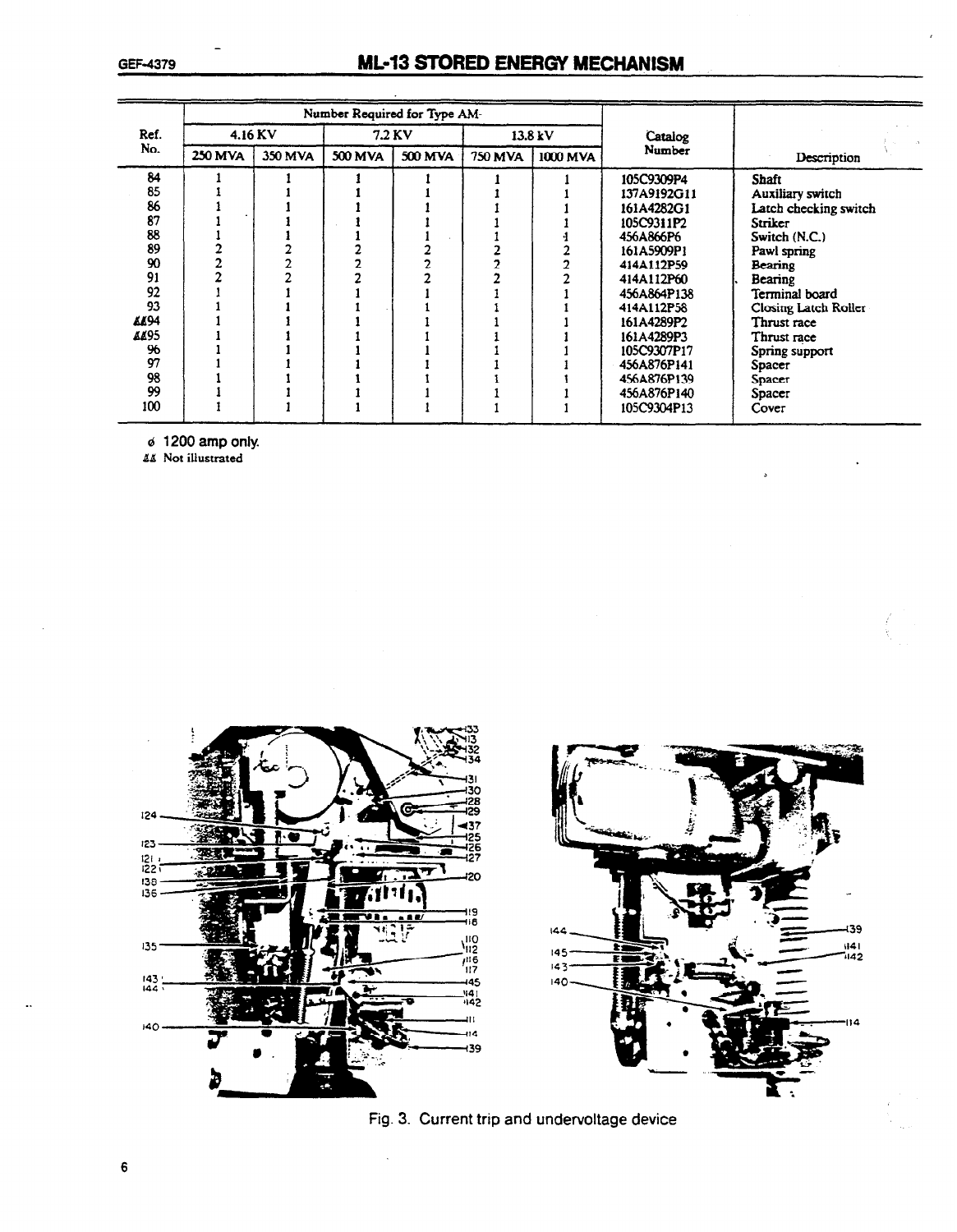| Ref. No. | Number Required for Type AM- | | | | | | Catalog Number | Description |
|---|---|---|---|---|---|---|---|---|
| | 4.16 KV | | 7.2 KV | | 13.8 kV | | | |
| | 250 MVA | 350 MVA | 500 MVA | 500 MVA | 750 MVA | 1000 MVA | | |
| 84 | 1 | 1 | 1 | 1 | 1 | 1 | 105C9309P4 | Shaft |
| 85 | 1 | 1 | 1 | 1 | 1 | 1 | 137A9192G11 | Auxiliary switch |
| 86 | 1 | 1 | 1 | 1 | 1 | 1 | 161A4282G1 | Latch checking switch |
| 87 | 1 | 1 | 1 | 1 | 1 | 1 | 105C9311P2 | Striker |
| 88 | 1 | 1 | 1 | 1 | 1 | 1 | 456A866P6 | Switch (N.C.) |
| 89 | 2 | 2 | 2 | 2 | 2 | 2 | 161A5909P1 | Pawl spring |
| 90 | 2 | 2 | 2 | 2 | 2 | 2 | 414A112P59 | Bearing |
| 91 | 2 | 2 | 2 | 2 | 2 | 2 | 414A112P60 | Bearing |
| 92 | 1 | 1 | 1 | 1 | 1 | 1 | 456A864P138 | Terminal board |
| 93 | 1 | 1 | 1 | 1 | 1 | 1 | 414A112P58 | Closing Latch Roller |
| ΔΔ94 | 1 | 1 | 1 | 1 | 1 | 1 | 161A4289P2 | Thrust race |
| ΔΔ95 | 1 | 1 | 1 | 1 | 1 | 1 | 161A4289P3 | Thrust race |
| 96 | 1 | 1 | 1 | 1 | 1 | 1 | 105C9307P17 | Spring support |
| 97 | 1 | 1 | 1 | 1 | 1 | 1 | 456A876P141 | Spacer |
| 98 | 1 | 1 | 1 | 1 | 1 | 1 | 456A876P139 | Spacer |
| 99 | 1 | 1 | 1 | 1 | 1 | 1 | 456A876P140 | Spacer |
| 100 | 1 | 1 | 1 | 1 | 1 | 1 | 105C9304P13 | Cover |

ø 1200 amp only.

ΔΔ Not illustrated

Fig. 3. Current trip and undervoltage device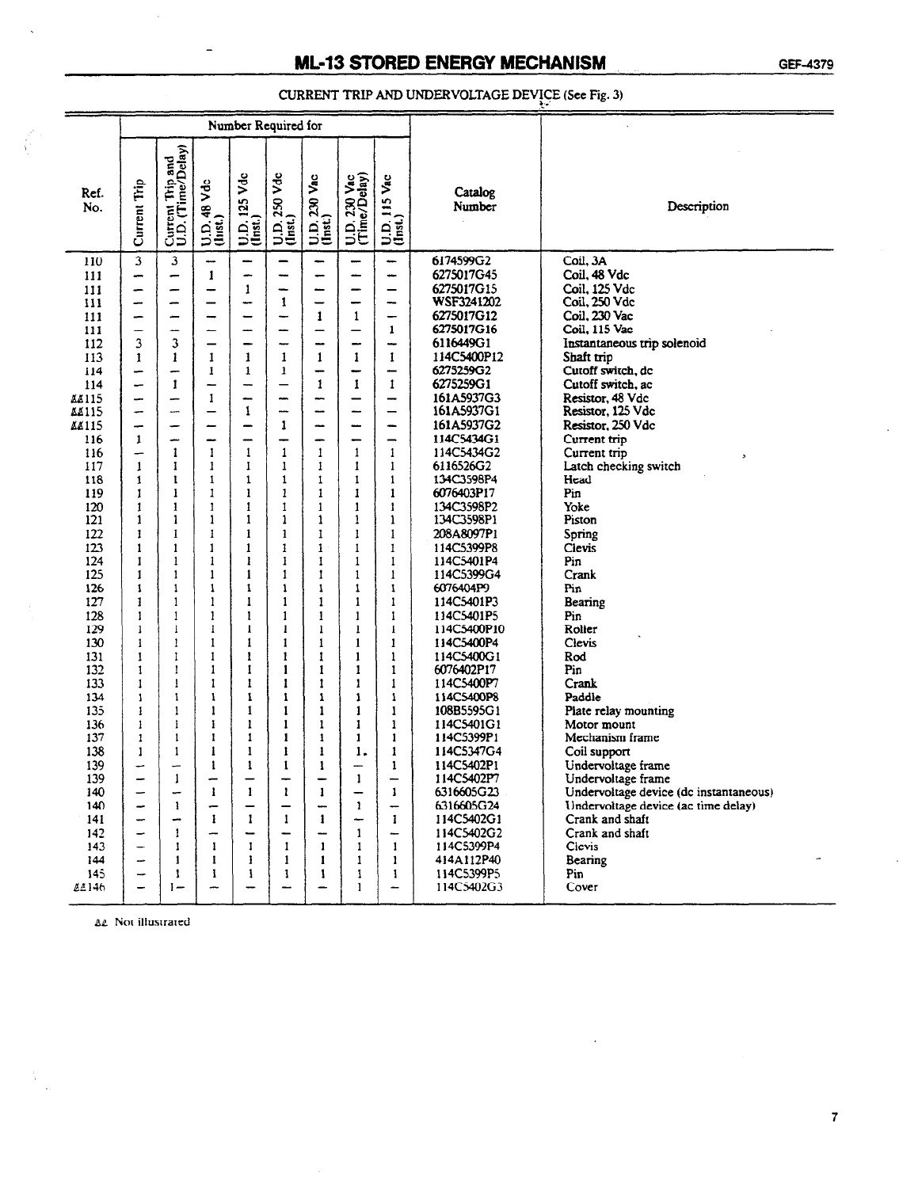# ML-13 STORED ENERGY MECHANISM

## CURRENT TRIP AND UNDERVOLTAGE DEVICE (See Fig. 3)

| Ref. No. | Number Required for | | | | | | | | Catalog Number | Description |
|---|---|---|---|---|---|---|---|---|---|---|
| | Current Trip | Current Trip and U.D. (Time/Delay) | U.D. 48 Vdc (Inst.) | U.D. 125 Vdc (Inst.) | U.D. 250 Vdc (Inst.) | U.D. 230 Vac (Inst.) | U.D. 230 Vac (Time/Delay) | U.D. 115 Vac (Inst.) | | |
| 110 | 3 | 3 | – | – | – | – | – | – | 6174599G2 | Coil, 3A |
| 111 | – | – | 1 | – | – | – | – | – | 6275017G45 | Coil, 48 Vdc |
| 111 | – | – | – | 1 | – | – | – | – | 6275017G15 | Coil, 125 Vdc |
| 111 | – | – | – | – | 1 | – | – | – | WSF3241202 | Coil, 250 Vdc |
| 111 | – | – | – | – | – | 1 | 1 | – | 6275017G12 | Coil, 230 Vac |
| 111 | – | – | – | – | – | – | – | 1 | 6275017G16 | Coil, 115 Vac |
| 112 | 3 | 3 | – | – | – | – | – | – | 6116449G1 | Instantaneous trip solenoid |
| 113 | 1 | 1 | 1 | 1 | 1 | 1 | 1 | 1 | 114C5400P12 | Shaft trip |
| 114 | – | – | 1 | 1 | 1 | – | – | – | 6275259G2 | Cutoff switch, dc |
| 114 | – | 1 | – | – | – | 1 | 1 | 1 | 6275259G1 | Cutoff switch, ac |
| ΔΔ115 | – | – | 1 | – | – | – | – | – | 161A5937G3 | Resistor, 48 Vdc |
| ΔΔ115 | – | – | – | 1 | – | – | – | – | 161A5937G1 | Resistor, 125 Vdc |
| ΔΔ115 | – | – | – | – | 1 | – | – | – | 161A5937G2 | Resistor, 250 Vdc |
| 116 | 1 | – | – | – | – | – | – | – | 114C5434G1 | Current trip |
| 116 | – | 1 | 1 | 1 | 1 | 1 | 1 | 1 | 114C5434G2 | Current trip |
| 117 | 1 | 1 | 1 | 1 | 1 | 1 | 1 | 1 | 6116526G2 | Latch checking switch |
| 118 | 1 | 1 | 1 | 1 | 1 | 1 | 1 | 1 | 134C3598P4 | Head |
| 119 | 1 | 1 | 1 | 1 | 1 | 1 | 1 | 1 | 6076403P17 | Pin |
| 120 | 1 | 1 | 1 | 1 | 1 | 1 | 1 | 1 | 134C3598P2 | Yoke |
| 121 | 1 | 1 | 1 | 1 | 1 | 1 | 1 | 1 | 134C3598P1 | Piston |
| 122 | 1 | 1 | 1 | 1 | 1 | 1 | 1 | 1 | 208A8097P1 | Spring |
| 123 | 1 | 1 | 1 | 1 | 1 | 1 | 1 | 1 | 114C5399P8 | Clevis |
| 124 | 1 | 1 | 1 | 1 | 1 | 1 | 1 | 1 | 114C5401P4 | Pin |
| 125 | 1 | 1 | 1 | 1 | 1 | 1 | 1 | 1 | 114C5399G4 | Crank |
| 126 | 1 | 1 | 1 | 1 | 1 | 1 | 1 | 1 | 6076404P9 | Pin |
| 127 | 1 | 1 | 1 | 1 | 1 | 1 | 1 | 1 | 114C5401P3 | Bearing |
| 128 | 1 | 1 | 1 | 1 | 1 | 1 | 1 | 1 | 114C5401P5 | Pin |
| 129 | 1 | 1 | 1 | 1 | 1 | 1 | 1 | 1 | 114C5400P10 | Roller |
| 130 | 1 | 1 | 1 | 1 | 1 | 1 | 1 | 1 | 114C5400P4 | Clevis |
| 131 | 1 | 1 | 1 | 1 | 1 | 1 | 1 | 1 | 114C5400G1 | Rod |
| 132 | 1 | 1 | 1 | 1 | 1 | 1 | 1 | 1 | 6076402P17 | Pin |
| 133 | 1 | 1 | 1 | 1 | 1 | 1 | 1 | 1 | 114C5400P7 | Crank |
| 134 | 1 | 1 | 1 | 1 | 1 | 1 | 1 | 1 | 114C5400P8 | Paddle |
| 135 | 1 | 1 | 1 | 1 | 1 | 1 | 1 | 1 | 108B5595G1 | Plate relay mounting |
| 136 | 1 | 1 | 1 | 1 | 1 | 1 | 1 | 1 | 114C5401G1 | Motor mount |
| 137 | 1 | 1 | 1 | 1 | 1 | 1 | 1 | 1 | 114C5399P1 | Mechanism frame |
| 138 | 1 | 1 | 1 | 1 | 1 | 1 | 1 | 1 | 114C5347G4 | Coil support |
| 139 | – | – | 1 | 1 | 1 | 1 | – | 1 | 114C5402P1 | Undervoltage frame |
| 139 | – | 1 | – | – | – | – | 1 | – | 114C5402P7 | Undervoltage frame |
| 140 | – | – | 1 | 1 | 1 | 1 | – | 1 | 6316605G23 | Undervoltage device (dc instantaneous) |
| 140 | – | 1 | – | – | – | – | 1 | – | 6316605G24 | Undervoltage device (ac time delay) |
| 141 | – | – | 1 | 1 | 1 | 1 | – | 1 | 114C5402G1 | Crank and shaft |
| 142 | – | 1 | – | – | – | – | 1 | – | 114C5402G2 | Crank and shaft |
| 143 | – | 1 | 1 | 1 | 1 | 1 | 1 | 1 | 114C5399P4 | Clevis |
| 144 | – | 1 | 1 | 1 | 1 | 1 | 1 | 1 | 414A112P40 | Bearing |
| 145 | – | 1 | 1 | 1 | 1 | 1 | 1 | 1 | 114C5399P5 | Pin |
| ΔΔ146 | – | 1 | – | – | – | – | 1 | – | 114C5402G3 | Cover |

ΔΔ Not illustrated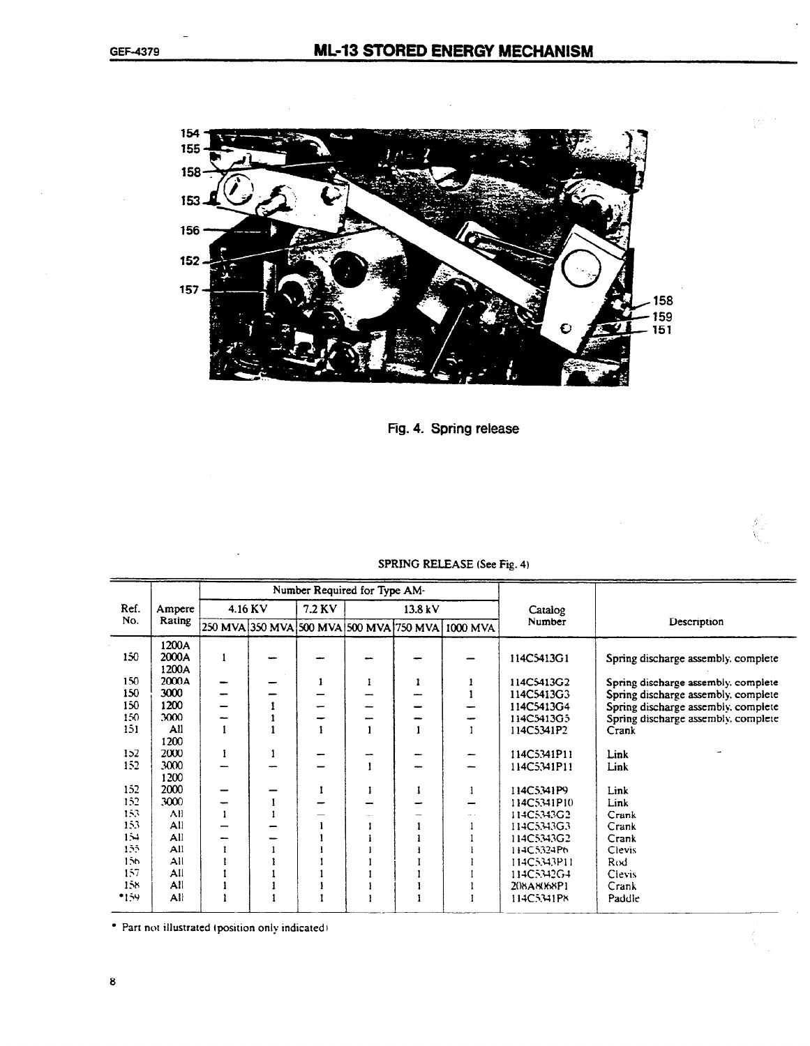Fig. 4. Spring release

SPRING RELEASE (See Fig. 4)

| Ref. No. | Ampere Rating | Number Required for Type AM- | | | | | | Catalog Number | Description |
|---|---|---|---|---|---|---|---|---|---|
| | | 4.16 KV | | 7.2 KV | 13.8 kV | | | | |
| | | 250 MVA | 350 MVA | 500 MVA | 500 MVA | 750 MVA | 1000 MVA | | |
| 150 | 1200A 2000A | 1 | — | — | — | — | — | 114C5413G1 | Spring discharge assembly, complete |
| 150 | 1200A 2000A | — | — | 1 | 1 | 1 | 1 | 114C5413G2 | Spring discharge assembly, complete |
| 150 | 3000 | — | — | — | — | — | 1 | 114C5413G3 | Spring discharge assembly, complete |
| 150 | 1200 | — | 1 | — | — | — | — | 114C5413G4 | Spring discharge assembly, complete |
| 150 | 3000 | — | 1 | — | — | — | — | 114C5413G5 | Spring discharge assembly, complete |
| 151 | All | 1 | 1 | 1 | 1 | 1 | 1 | 114C5341P2 | Crank |
| 152 | 1200 2000 | 1 | 1 | — | — | — | — | 114C5341P11 | Link |
| 152 | 3000 | — | — | — | 1 | — | — | 114C5341P11 | Link |
| 152 | 1200 2000 | — | — | 1 | 1 | 1 | 1 | 114C5341P9 | Link |
| 152 | 3000 | — | 1 | — | — | — | — | 114C5341P10 | Link |
| 153 | All | 1 | 1 | — | — | — | — | 114C5343G2 | Crank |
| 153 | All | — | — | 1 | 1 | 1 | 1 | 114C5343G3 | Crank |
| 154 | All | — | — | 1 | 1 | 1 | 1 | 114C5343G2 | Crank |
| 155 | All | 1 | 1 | 1 | 1 | 1 | 1 | 114C5324P6 | Clevis |
| 156 | All | 1 | 1 | 1 | 1 | 1 | 1 | 114C5343P11 | Rod |
| 157 | All | 1 | 1 | 1 | 1 | 1 | 1 | 114C5342G4 | Clevis |
| 158 | All | 1 | 1 | 1 | 1 | 1 | 1 | 208A8068P1 | Crank |
| *159 | All | 1 | 1 | 1 | 1 | 1 | 1 | 114C5341P8 | Paddle |

* Part not illustrated (position only indicated)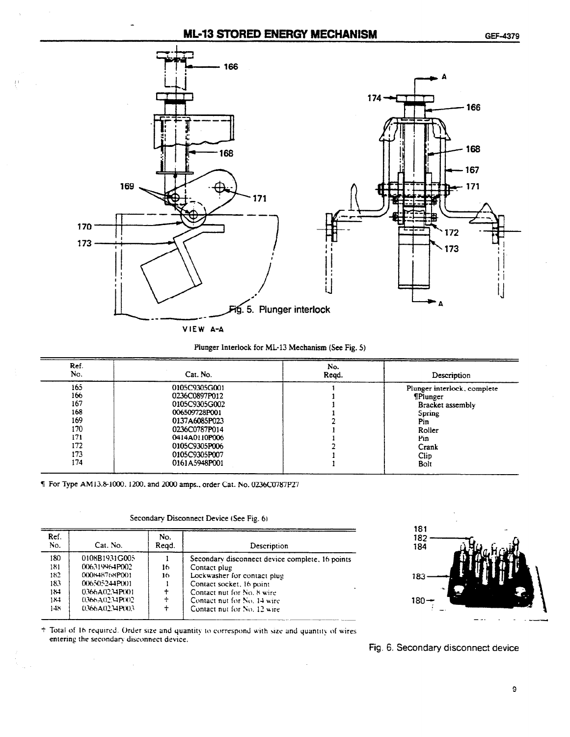Fig. 5. Plunger interlock

VIEW A-A

Plunger Interlock for ML-13 Mechanism (See Fig. 5)

| Ref. No. | Cat. No. | No. Reqd. | Description |
|---|---|---|---|
| 165 | 0105C9305G001 | 1 | Plunger interlock, complete |
| 166 | 0236C0897P012 | 1 | ¶Plunger |
| 167 | 0105C9305G002 | 1 | Bracket assembly |
| 168 | 006509728P001 | 1 | Spring |
| 169 | 0137A6085P023 | 2 | Pin |
| 170 | 0236C0787P014 | 1 | Roller |
| 171 | 0414A0110P006 | 1 | Pin |
| 172 | 0105C9305P006 | 2 | Crank |
| 173 | 0105C9305P007 | 1 | Clip |
| 174 | 0161A5948P001 | 1 | Bolt |

¶ For Type AM13.8-1000, 1200, and 2000 amps., order Cat. No. 0236C0787P27

Secondary Disconnect Device (See Fig. 6)

| Ref. No. | Cat. No. | No. Reqd. | Description |
|---|---|---|---|
| 180 | 0108B1931G005 | 1 | Secondary disconnect device complete, 16 points |
| 181 | 006319964P002 | 16 | Contact plug |
| 182 | 000848768P001 | 16 | Lockwasher for contact plug |
| 183 | 006505244P001 | 1 | Contact socket, 16 point |
| 184 | 0366A0234P001 | + | Contact nut for No. 8 wire |
| 184 | 0366A0234P002 | + | Contact nut for No. 14 wire |
| 148 | 0366A0234P003 | + | Contact nut for No. 12 wire |

+ Total of 16 required. Order size and quantity to correspond with size and quantity of wires entering the secondary disconnect device.

Fig. 6. Secondary disconnect device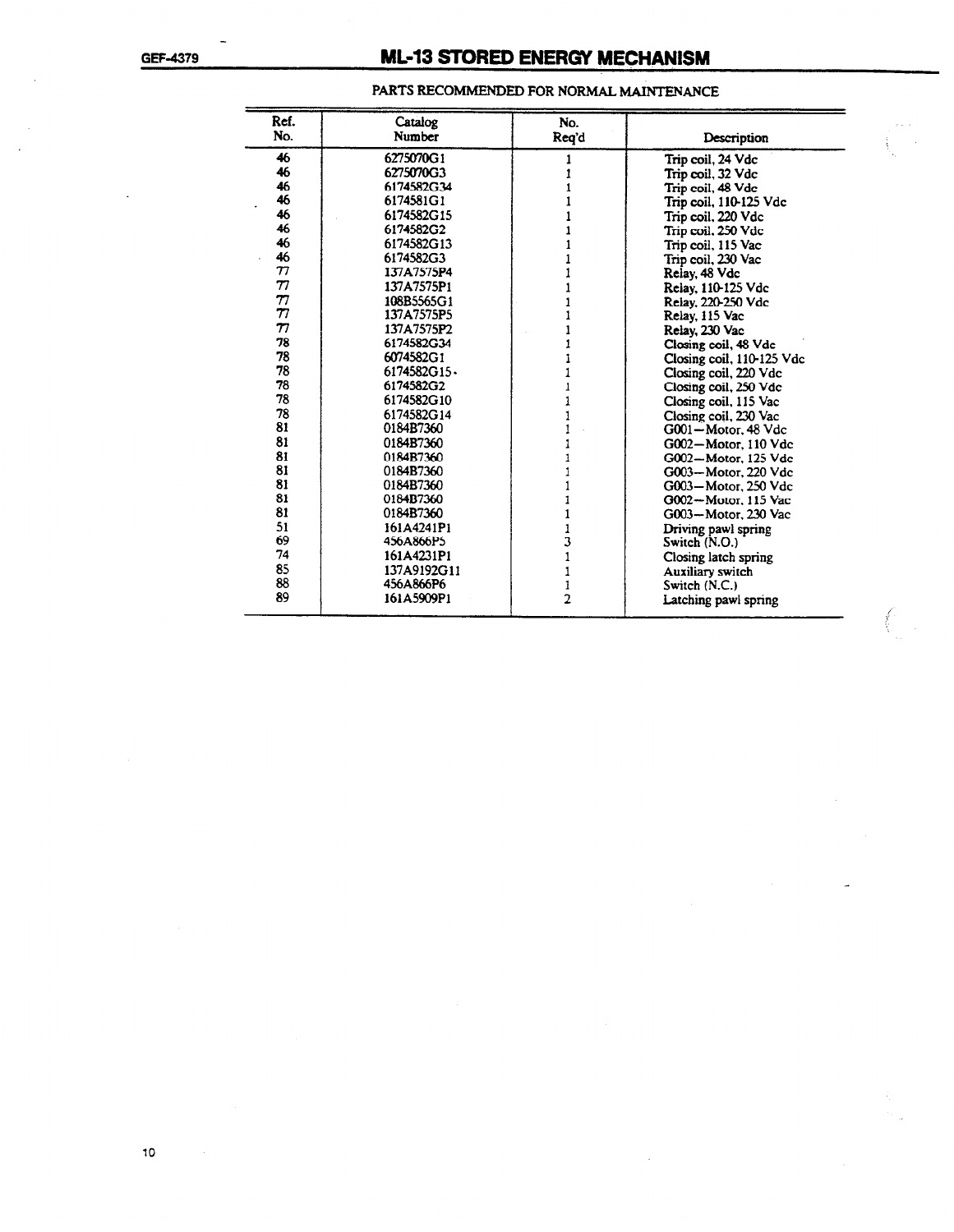## ML-13 STORED ENERGY MECHANISM

### PARTS RECOMMENDED FOR NORMAL MAINTENANCE

| Ref. No. | Catalog Number | No. Req'd | Description |
|---|---|---|---|
| 46 | 6275070G1 | 1 | Trip coil, 24 Vdc |
| 46 | 6275070G3 | 1 | Trip coil, 32 Vdc |
| 46 | 6174582G34 | 1 | Trip coil, 48 Vdc |
| 46 | 6174581G1 | 1 | Trip coil, 110-125 Vdc |
| 46 | 6174582G15 | 1 | Trip coil, 220 Vdc |
| 46 | 6174582G2 | 1 | Trip coil, 250 Vdc |
| 46 | 6174582G13 | 1 | Trip coil, 115 Vac |
| 46 | 6174582G3 | 1 | Trip coil, 230 Vac |
| 77 | 137A7575P4 | 1 | Relay, 48 Vdc |
| 77 | 137A7575P1 | 1 | Relay, 110-125 Vdc |
| 77 | 108B5565G1 | 1 | Relay, 220-250 Vdc |
| 77 | 137A7575P5 | 1 | Relay, 115 Vac |
| 77 | 137A7575P2 | 1 | Relay, 230 Vac |
| 78 | 6174582G34 | 1 | Closing coil, 48 Vdc |
| 78 | 6074582G1 | 1 | Closing coil, 110-125 Vdc |
| 78 | 6174582G15 | 1 | Closing coil, 220 Vdc |
| 78 | 6174582G2 | 1 | Closing coil, 250 Vdc |
| 78 | 6174582G10 | 1 | Closing coil, 115 Vac |
| 78 | 6174582G14 | 1 | Closing coil, 230 Vac |
| 81 | 0184B7360 | 1 | G001—Motor, 48 Vdc |
| 81 | 0184B7360 | 1 | G002—Motor, 110 Vdc |
| 81 | 0184B7360 | 1 | G002—Motor, 125 Vdc |
| 81 | 0184B7360 | 1 | G003—Motor, 220 Vdc |
| 81 | 0184B7360 | 1 | G003—Motor, 250 Vdc |
| 81 | 0184B7360 | 1 | G002—Motor, 115 Vac |
| 81 | 0184B7360 | 1 | G003—Motor, 230 Vac |
| 51 | 161A4241P1 | 1 | Driving pawl spring |
| 69 | 456A866P5 | 3 | Switch (N.O.) |
| 74 | 161A4231P1 | 1 | Closing latch spring |
| 85 | 137A9192G11 | 1 | Auxiliary switch |
| 88 | 456A866P6 | 1 | Switch (N.C.) |
| 89 | 161A5909P1 | 2 | Latching pawl spring |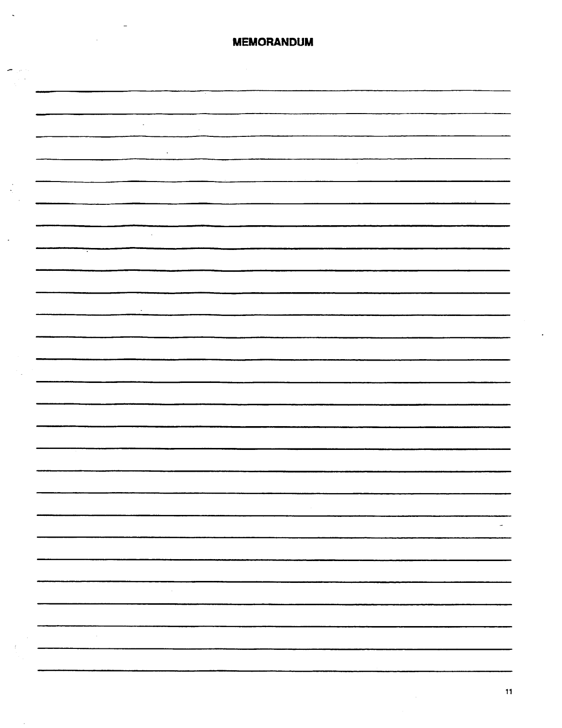# MEMORANDUM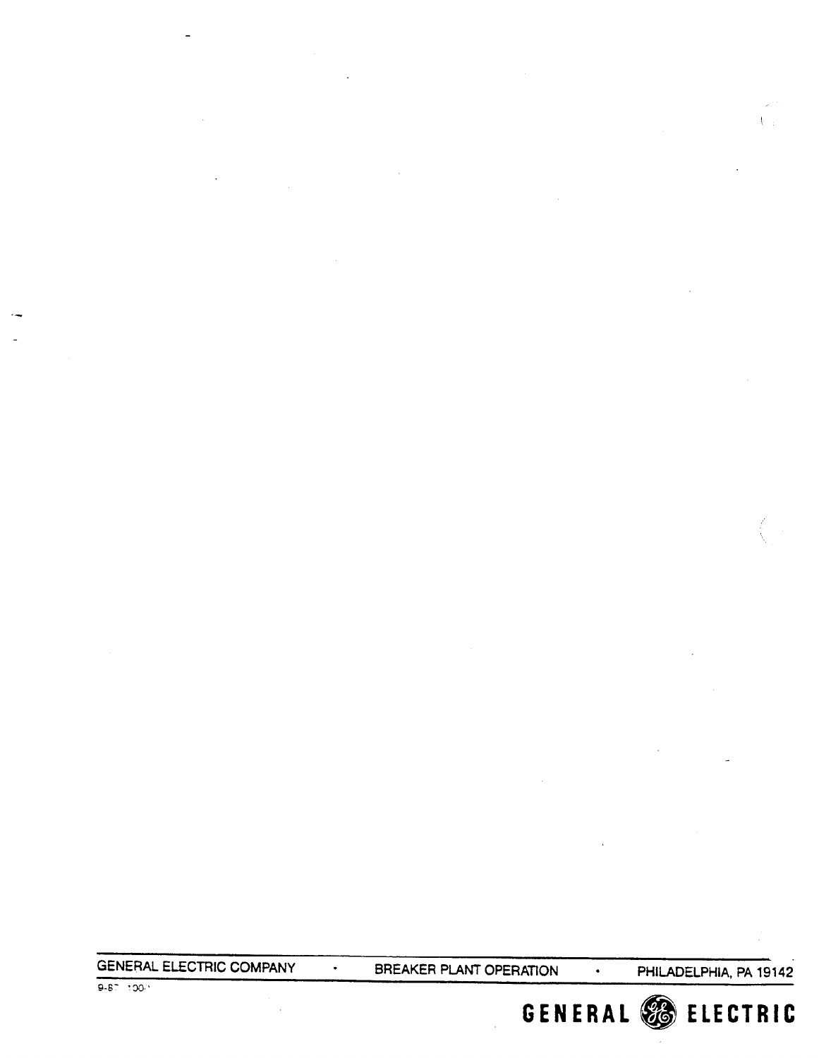GENERAL ELECTRIC COMPANY • BREAKER PLANT OPERATION • PHILADELPHIA, PA 19142

9-8" 100

GENERAL ELECTRIC